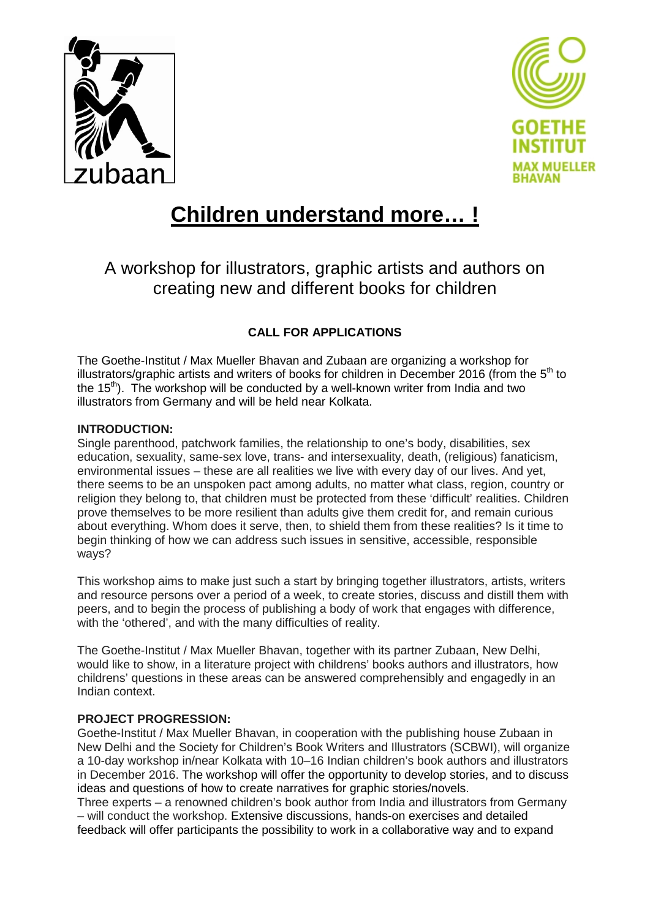# Children understand more… !

## A workshop for illustrators, graphic artists and authors on creating new and different books for children

**CALL FOR APPLICATIONS**

The Goethe-Institut / Max Mueller Bhavan and Zubaan are organizing a workshop for illustrators/graphic artists and writers of books for children in December 2016 (from the 5th to the 15th). The workshop will be conducted by a well-known writer from India and two illustrators from Germany and will be held near Kolkata.

**INTRODUCTION:**

Single parenthood, patchwork families, the relationship to one's body, disabilities, sex education, sexuality, same-sex love, trans- and intersexuality, death, (religious) fanaticism, environmental issues – these are all realities we live with every day of our lives. And yet, there seems to be an unspoken pact among adults, no matter what class, region, country or religion they belong to, that children must be protected from these 'difficult' realities. Children prove themselves to be more resilient than adults give them credit for, and remain curious about everything. Whom does it serve, then, to shield them from these realities? Is it time to begin thinking of how we can address such issues in sensitive, accessible, responsible ways?

This workshop aims to make just such a start by bringing together illustrators, artists, writers and resource persons over a period of a week, to create stories, discuss and distill them with peers, and to begin the process of publishing a body of work that engages with difference, with the 'othered', and with the many difficulties of reality.

The Goethe-Institut / Max Mueller Bhavan, together with its partner Zubaan, New Delhi, would like to show, in a literature project with childrens' books authors and illustrators, how childrens' questions in these areas can be answered comprehensibly and engagedly in an Indian context.

**PROJECT PROGRESSION:**

Goethe-Institut / Max Mueller Bhavan, in cooperation with the publishing house Zubaan in New Delhi and the Society for Children's Book Writers and Illustrators (SCBWI), will organize a 10-day workshop in/near Kolkata with 10–16 Indian children's book authors and illustrators in December 2016. The workshop will offer the opportunity to develop stories, and to discuss ideas and questions of how to create narratives for graphic stories/novels.

Three experts – a renowned children's book author from India and illustrators from Germany – will conduct the workshop. Extensive discussions, hands-on exercises and detailed feedback will offer participants the possibility to work in a collaborative way and to expand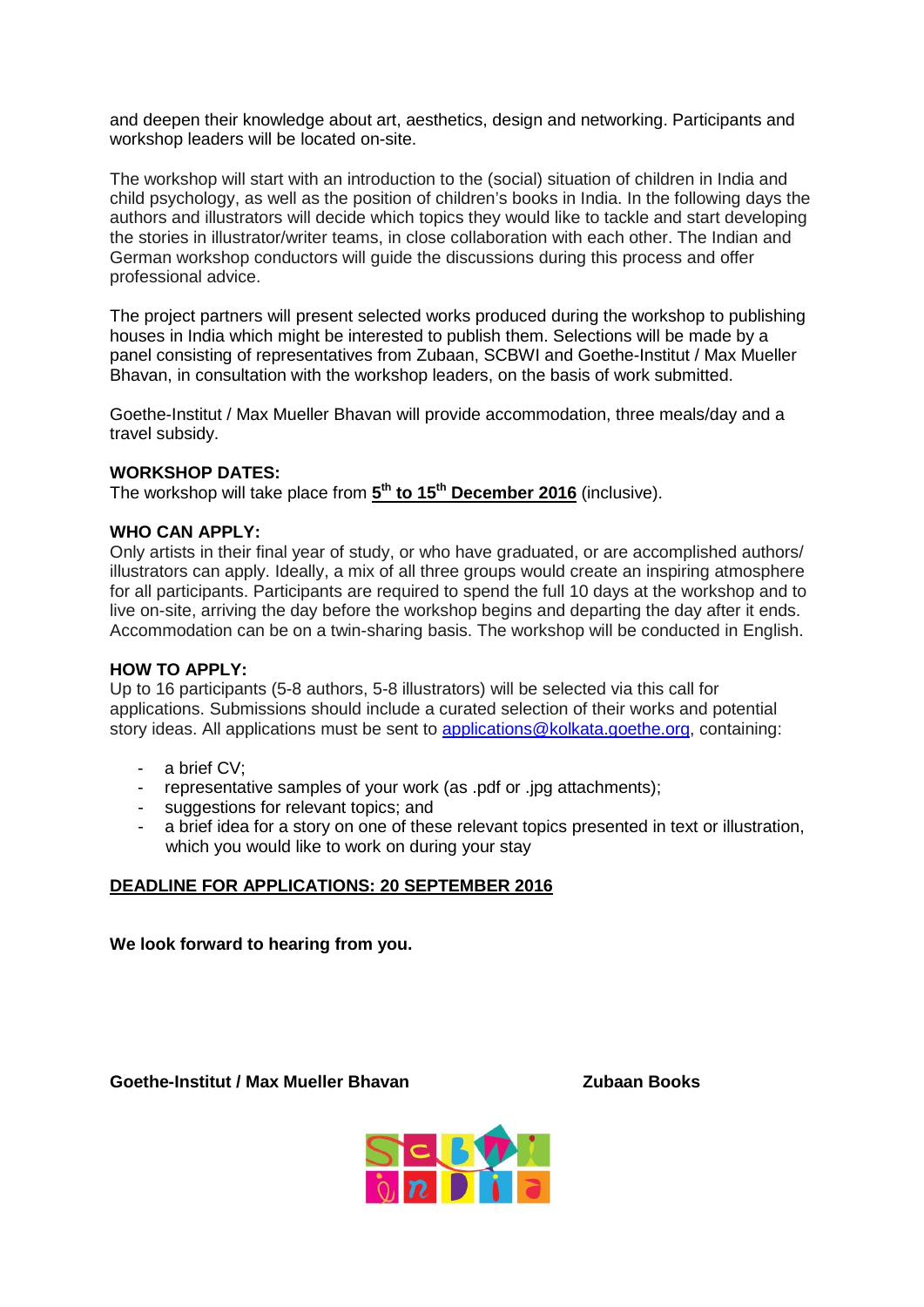and deepen their knowledge about art, aesthetics, design and networking. Participants and workshop leaders will be located on-site.

The workshop will start with an introduction to the (social) situation of children in India and child psychology, as well as the position of children's books in India. In the following days the authors and illustrators will decide which topics they would like to tackle and start developing the stories in illustrator/writer teams, in close collaboration with each other. The Indian and German workshop conductors will guide the discussions during this process and offer professional advice.

The project partners will present selected works produced during the workshop to publishing houses in India which might be interested to publish them. Selections will be made by a panel consisting of representatives from Zubaan, SCBWI and Goethe-Institut / Max Mueller Bhavan, in consultation with the workshop leaders, on the basis of work submitted.

Goethe-Institut / Max Mueller Bhavan will provide accommodation, three meals/day and a travel subsidy.

**WORKSHOP DATES:**
The workshop will take place from **5th to 15th December 2016** (inclusive).

**WHO CAN APPLY:**
Only artists in their final year of study, or who have graduated, or are accomplished authors/ illustrators can apply. Ideally, a mix of all three groups would create an inspiring atmosphere for all participants. Participants are required to spend the full 10 days at the workshop and to live on-site, arriving the day before the workshop begins and departing the day after it ends. Accommodation can be on a twin-sharing basis. The workshop will be conducted in English.

**HOW TO APPLY:**
Up to 16 participants (5-8 authors, 5-8 illustrators) will be selected via this call for applications. Submissions should include a curated selection of their works and potential story ideas. All applications must be sent to applications@kolkata.goethe.org, containing:

- a brief CV;
- representative samples of your work (as .pdf or .jpg attachments);
- suggestions for relevant topics; and
- a brief idea for a story on one of these relevant topics presented in text or illustration, which you would like to work on during your stay

**DEADLINE FOR APPLICATIONS: 20 SEPTEMBER 2016**

**We look forward to hearing from you.**

**Goethe-Institut / Max Mueller Bhavan** **Zubaan Books**

SCBWI India